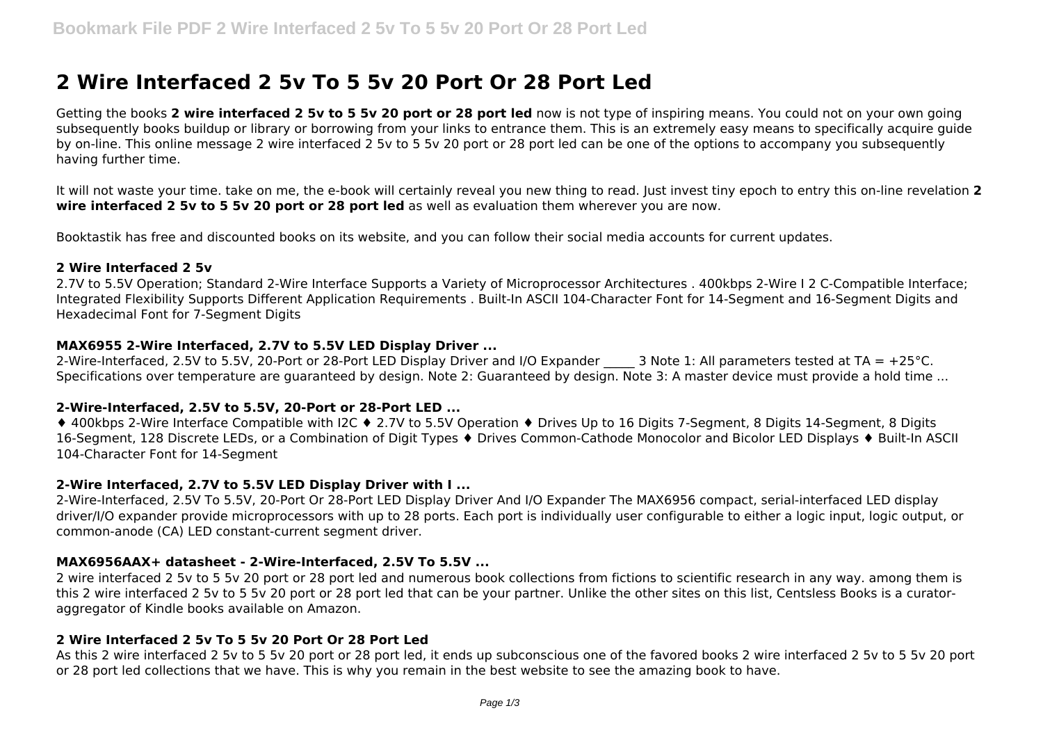# 2 Wire Interfaced 2 5v To 5 5v 20 Port Or 28 Port Led

Getting the books **2 wire interfaced 2 5v to 5 5v 20 port or 28 port led** now is not type of inspiring means. You could not on your own going subsequently books buildup or library or borrowing from your links to entrance them. This is an extremely easy means to specifically acquire guide by on-line. This online message 2 wire interfaced 2 5v to 5 5v 20 port or 28 port led can be one of the options to accompany you subsequently having further time.

It will not waste your time. take on me, the e-book will certainly reveal you new thing to read. Just invest tiny epoch to entry this on-line revelation **2 wire interfaced 2 5v to 5 5v 20 port or 28 port led** as well as evaluation them wherever you are now.

Booktastik has free and discounted books on its website, and you can follow their social media accounts for current updates.

#### 2 Wire Interfaced 2 5v

2.7V to 5.5V Operation; Standard 2-Wire Interface Supports a Variety of Microprocessor Architectures . 400kbps 2-Wire I 2 C-Compatible Interface; Integrated Flexibility Supports Different Application Requirements . Built-In ASCII 104-Character Font for 14-Segment and 16-Segment Digits and Hexadecimal Font for 7-Segment Digits

#### MAX6955 2-Wire Interfaced, 2.7V to 5.5V LED Display Driver ...

2-Wire-Interfaced, 2.5V to 5.5V, 20-Port or 28-Port LED Display Driver and I/O Expander _____ 3 Note 1: All parameters tested at TA = +25°C. Specifications over temperature are guaranteed by design. Note 2: Guaranteed by design. Note 3: A master device must provide a hold time ...

#### 2-Wire-Interfaced, 2.5V to 5.5V, 20-Port or 28-Port LED ...

♦ 400kbps 2-Wire Interface Compatible with I2C ♦ 2.7V to 5.5V Operation ♦ Drives Up to 16 Digits 7-Segment, 8 Digits 14-Segment, 8 Digits 16-Segment, 128 Discrete LEDs, or a Combination of Digit Types ♦ Drives Common-Cathode Monocolor and Bicolor LED Displays ♦ Built-In ASCII 104-Character Font for 14-Segment

#### 2-Wire Interfaced, 2.7V to 5.5V LED Display Driver with I ...

2-Wire-Interfaced, 2.5V To 5.5V, 20-Port Or 28-Port LED Display Driver And I/O Expander The MAX6956 compact, serial-interfaced LED display driver/I/O expander provide microprocessors with up to 28 ports. Each port is individually user configurable to either a logic input, logic output, or common-anode (CA) LED constant-current segment driver.

#### MAX6956AAX+ datasheet - 2-Wire-Interfaced, 2.5V To 5.5V ...

2 wire interfaced 2 5v to 5 5v 20 port or 28 port led and numerous book collections from fictions to scientific research in any way. among them is this 2 wire interfaced 2 5v to 5 5v 20 port or 28 port led that can be your partner. Unlike the other sites on this list, Centsless Books is a curator-aggregator of Kindle books available on Amazon.

#### 2 Wire Interfaced 2 5v To 5 5v 20 Port Or 28 Port Led

As this 2 wire interfaced 2 5v to 5 5v 20 port or 28 port led, it ends up subconscious one of the favored books 2 wire interfaced 2 5v to 5 5v 20 port or 28 port led collections that we have. This is why you remain in the best website to see the amazing book to have.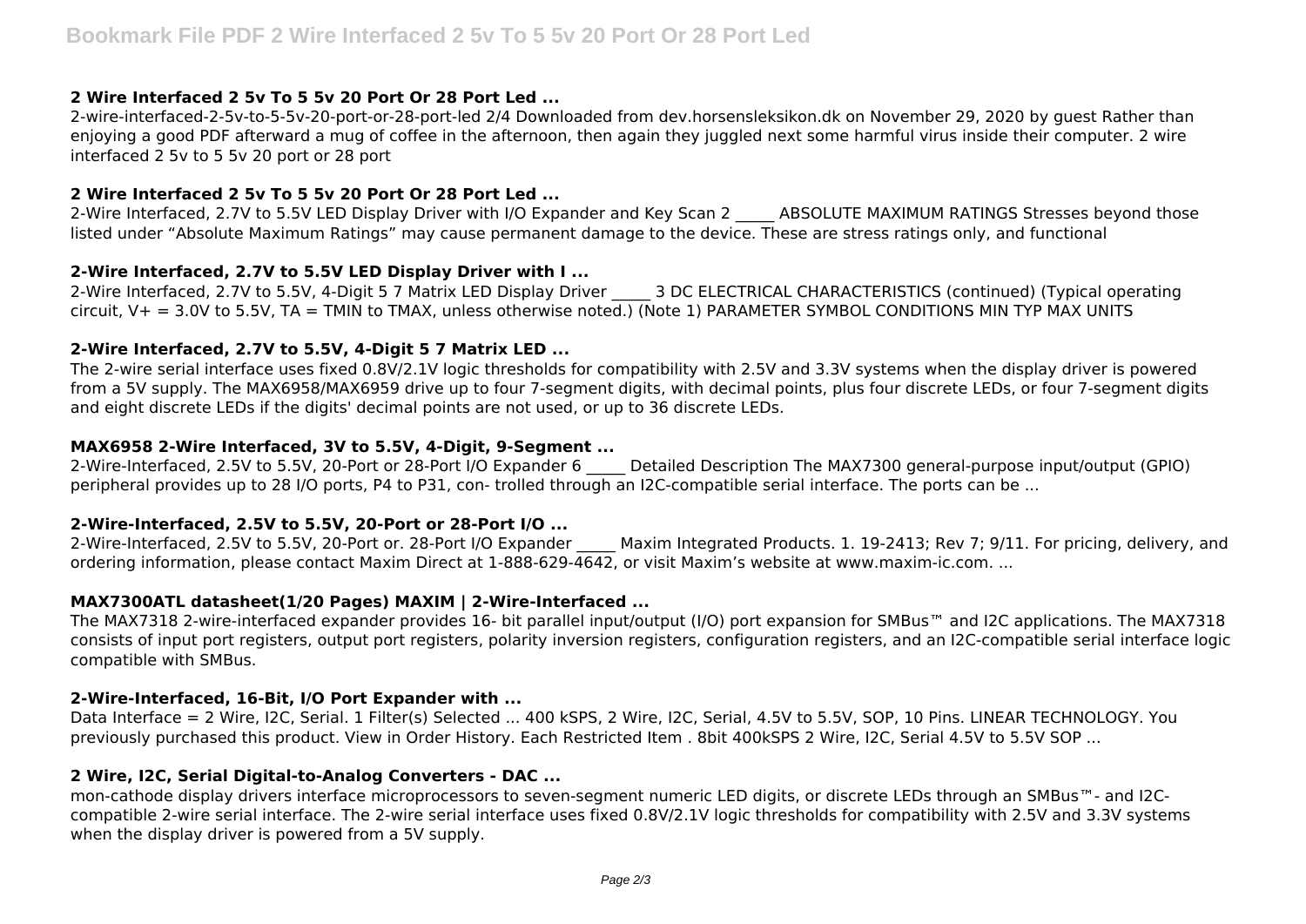### 2 Wire Interfaced 2 5v To 5 5v 20 Port Or 28 Port Led ...

2-wire-interfaced-2-5v-to-5-5v-20-port-or-28-port-led 2/4 Downloaded from dev.horsensleksikon.dk on November 29, 2020 by guest Rather than enjoying a good PDF afterward a mug of coffee in the afternoon, then again they juggled next some harmful virus inside their computer. 2 wire interfaced 2 5v to 5 5v 20 port or 28 port

### 2 Wire Interfaced 2 5v To 5 5v 20 Port Or 28 Port Led ...

2-Wire Interfaced, 2.7V to 5.5V LED Display Driver with I/O Expander and Key Scan 2 _____ ABSOLUTE MAXIMUM RATINGS Stresses beyond those listed under "Absolute Maximum Ratings" may cause permanent damage to the device. These are stress ratings only, and functional

### 2-Wire Interfaced, 2.7V to 5.5V LED Display Driver with I ...

2-Wire Interfaced, 2.7V to 5.5V, 4-Digit 5 7 Matrix LED Display Driver _____ 3 DC ELECTRICAL CHARACTERISTICS (continued) (Typical operating circuit, V+ = 3.0V to 5.5V, TA = TMIN to TMAX, unless otherwise noted.) (Note 1) PARAMETER SYMBOL CONDITIONS MIN TYP MAX UNITS

### 2-Wire Interfaced, 2.7V to 5.5V, 4-Digit 5 7 Matrix LED ...

The 2-wire serial interface uses fixed 0.8V/2.1V logic thresholds for compatibility with 2.5V and 3.3V systems when the display driver is powered from a 5V supply. The MAX6958/MAX6959 drive up to four 7-segment digits, with decimal points, plus four discrete LEDs, or four 7-segment digits and eight discrete LEDs if the digits' decimal points are not used, or up to 36 discrete LEDs.

### MAX6958 2-Wire Interfaced, 3V to 5.5V, 4-Digit, 9-Segment ...

2-Wire-Interfaced, 2.5V to 5.5V, 20-Port or 28-Port I/O Expander 6 _____ Detailed Description The MAX7300 general-purpose input/output (GPIO) peripheral provides up to 28 I/O ports, P4 to P31, con- trolled through an I2C-compatible serial interface. The ports can be ...

### 2-Wire-Interfaced, 2.5V to 5.5V, 20-Port or 28-Port I/O ...

2-Wire-Interfaced, 2.5V to 5.5V, 20-Port or. 28-Port I/O Expander _____ Maxim Integrated Products. 1. 19-2413; Rev 7; 9/11. For pricing, delivery, and ordering information, please contact Maxim Direct at 1-888-629-4642, or visit Maxim's website at www.maxim-ic.com. ...

### MAX7300ATL datasheet(1/20 Pages) MAXIM | 2-Wire-Interfaced ...

The MAX7318 2-wire-interfaced expander provides 16- bit parallel input/output (I/O) port expansion for SMBus™ and I2C applications. The MAX7318 consists of input port registers, output port registers, polarity inversion registers, configuration registers, and an I2C-compatible serial interface logic compatible with SMBus.

### 2-Wire-Interfaced, 16-Bit, I/O Port Expander with ...

Data Interface = 2 Wire, I2C, Serial. 1 Filter(s) Selected ... 400 kSPS, 2 Wire, I2C, Serial, 4.5V to 5.5V, SOP, 10 Pins. LINEAR TECHNOLOGY. You previously purchased this product. View in Order History. Each Restricted Item . 8bit 400kSPS 2 Wire, I2C, Serial 4.5V to 5.5V SOP ...

### 2 Wire, I2C, Serial Digital-to-Analog Converters - DAC ...

mon-cathode display drivers interface microprocessors to seven-segment numeric LED digits, or discrete LEDs through an SMBus™- and I2C-compatible 2-wire serial interface. The 2-wire serial interface uses fixed 0.8V/2.1V logic thresholds for compatibility with 2.5V and 3.3V systems when the display driver is powered from a 5V supply.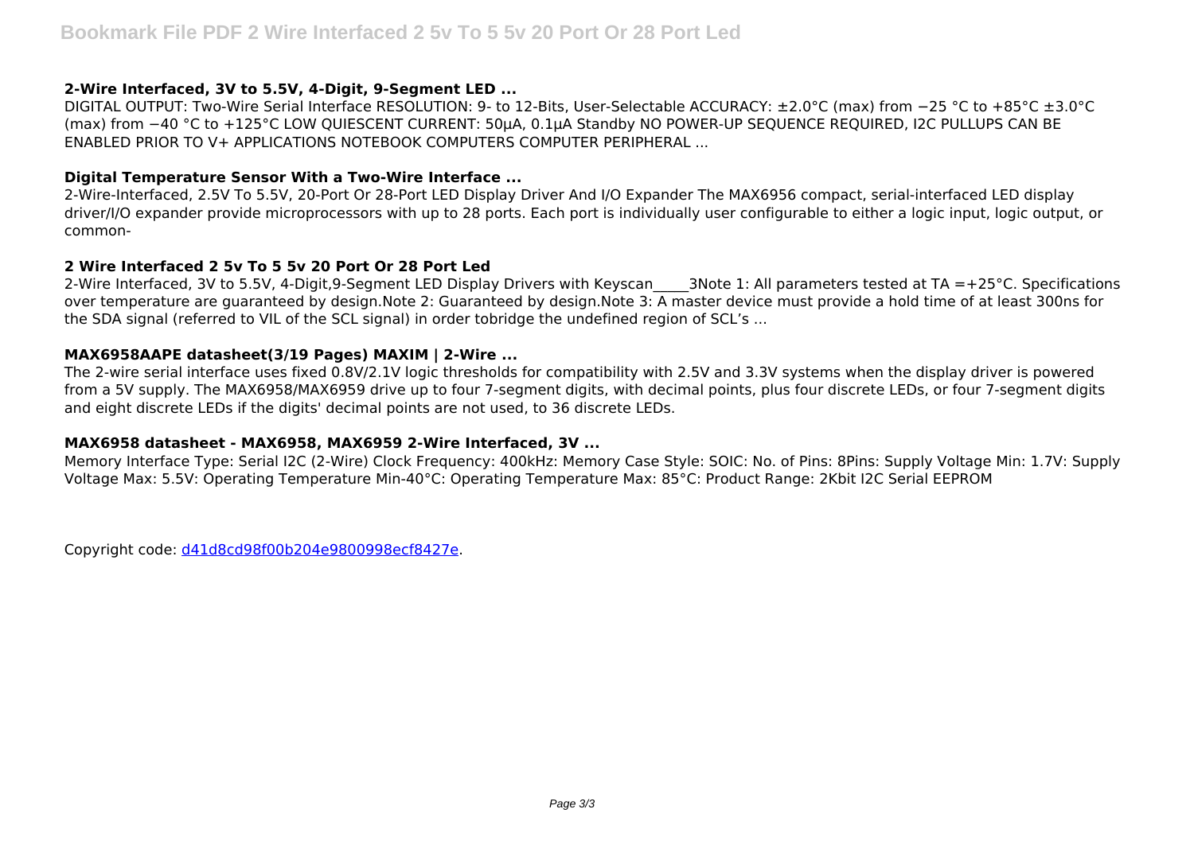### 2-Wire Interfaced, 3V to 5.5V, 4-Digit, 9-Segment LED ...

DIGITAL OUTPUT: Two-Wire Serial Interface RESOLUTION: 9- to 12-Bits, User-Selectable ACCURACY: ±2.0°C (max) from −25 °C to +85°C ±3.0°C (max) from −40 °C to +125°C LOW QUIESCENT CURRENT: 50µA, 0.1µA Standby NO POWER-UP SEQUENCE REQUIRED, I2C PULLUPS CAN BE ENABLED PRIOR TO V+ APPLICATIONS NOTEBOOK COMPUTERS COMPUTER PERIPHERAL ...

### Digital Temperature Sensor With a Two-Wire Interface ...

2-Wire-Interfaced, 2.5V To 5.5V, 20-Port Or 28-Port LED Display Driver And I/O Expander The MAX6956 compact, serial-interfaced LED display driver/I/O expander provide microprocessors with up to 28 ports. Each port is individually user configurable to either a logic input, logic output, or common-

### 2 Wire Interfaced 2 5v To 5 5v 20 Port Or 28 Port Led

2-Wire Interfaced, 3V to 5.5V, 4-Digit,9-Segment LED Display Drivers with Keyscan_____3Note 1: All parameters tested at TA =+25°C. Specifications over temperature are guaranteed by design.Note 2: Guaranteed by design.Note 3: A master device must provide a hold time of at least 300ns for the SDA signal (referred to VIL of the SCL signal) in order tobridge the undefined region of SCL's ...

### MAX6958AAPE datasheet(3/19 Pages) MAXIM | 2-Wire ...

The 2-wire serial interface uses fixed 0.8V/2.1V logic thresholds for compatibility with 2.5V and 3.3V systems when the display driver is powered from a 5V supply. The MAX6958/MAX6959 drive up to four 7-segment digits, with decimal points, plus four discrete LEDs, or four 7-segment digits and eight discrete LEDs if the digits' decimal points are not used, to 36 discrete LEDs.

### MAX6958 datasheet - MAX6958, MAX6959 2-Wire Interfaced, 3V ...

Memory Interface Type: Serial I2C (2-Wire) Clock Frequency: 400kHz: Memory Case Style: SOIC: No. of Pins: 8Pins: Supply Voltage Min: 1.7V: Supply Voltage Max: 5.5V: Operating Temperature Min-40°C: Operating Temperature Max: 85°C: Product Range: 2Kbit I2C Serial EEPROM

Copyright code: d41d8cd98f00b204e9800998ecf8427e.